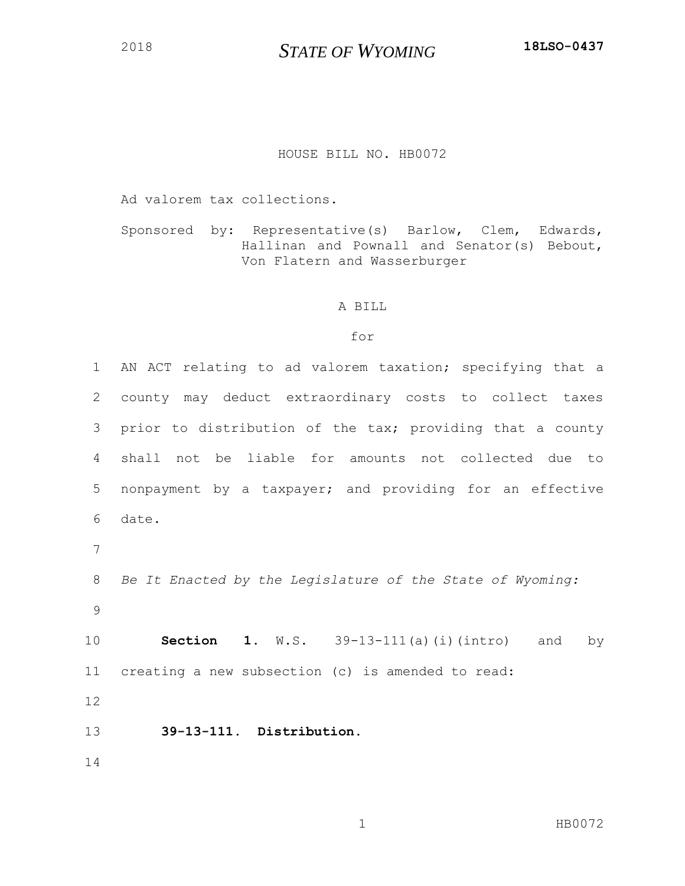2018 **STATE OF WYOMING** **18LSO-0437**

HOUSE BILL NO. HB0072

Ad valorem tax collections.

Sponsored by: Representative(s) Barlow, Clem, Edwards, Hallinan and Pownall and Senator(s) Bebout, Von Flatern and Wasserburger

A BILL

for

1 AN ACT relating to ad valorem taxation; specifying that a
2 county may deduct extraordinary costs to collect taxes
3 prior to distribution of the tax; providing that a county
4 shall not be liable for amounts not collected due to
5 nonpayment by a taxpayer; and providing for an effective
6 date.
7
8 *Be It Enacted by the Legislature of the State of Wyoming:*
9
10 **Section 1.** W.S. 39-13-111(a)(i)(intro) and by
11 creating a new subsection (c) is amended to read:
12
13 **39-13-111. Distribution.**
14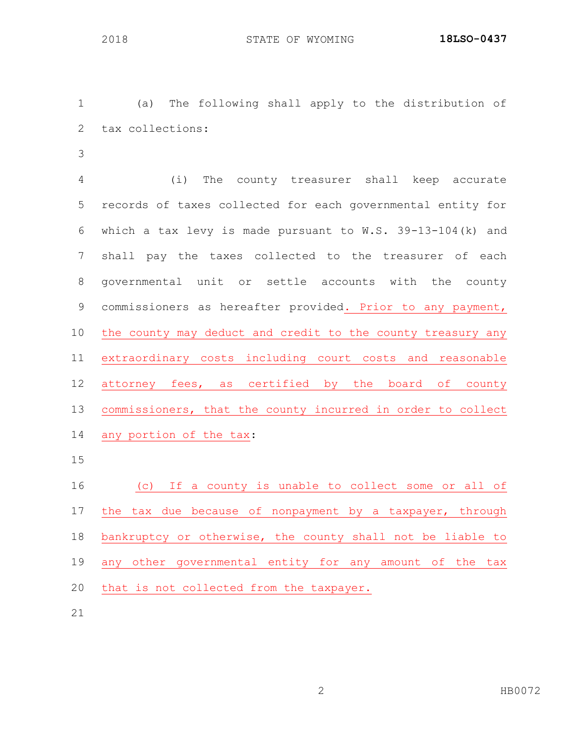(a) The following shall apply to the distribution of tax collections:

(i) The county treasurer shall keep accurate records of taxes collected for each governmental entity for which a tax levy is made pursuant to W.S. 39-13-104(k) and shall pay the taxes collected to the treasurer of each governmental unit or settle accounts with the county commissioners as hereafter provided. Prior to any payment, the county may deduct and credit to the county treasury any extraordinary costs including court costs and reasonable attorney fees, as certified by the board of county commissioners, that the county incurred in order to collect any portion of the tax:

(c) If a county is unable to collect some or all of the tax due because of nonpayment by a taxpayer, through bankruptcy or otherwise, the county shall not be liable to any other governmental entity for any amount of the tax that is not collected from the taxpayer.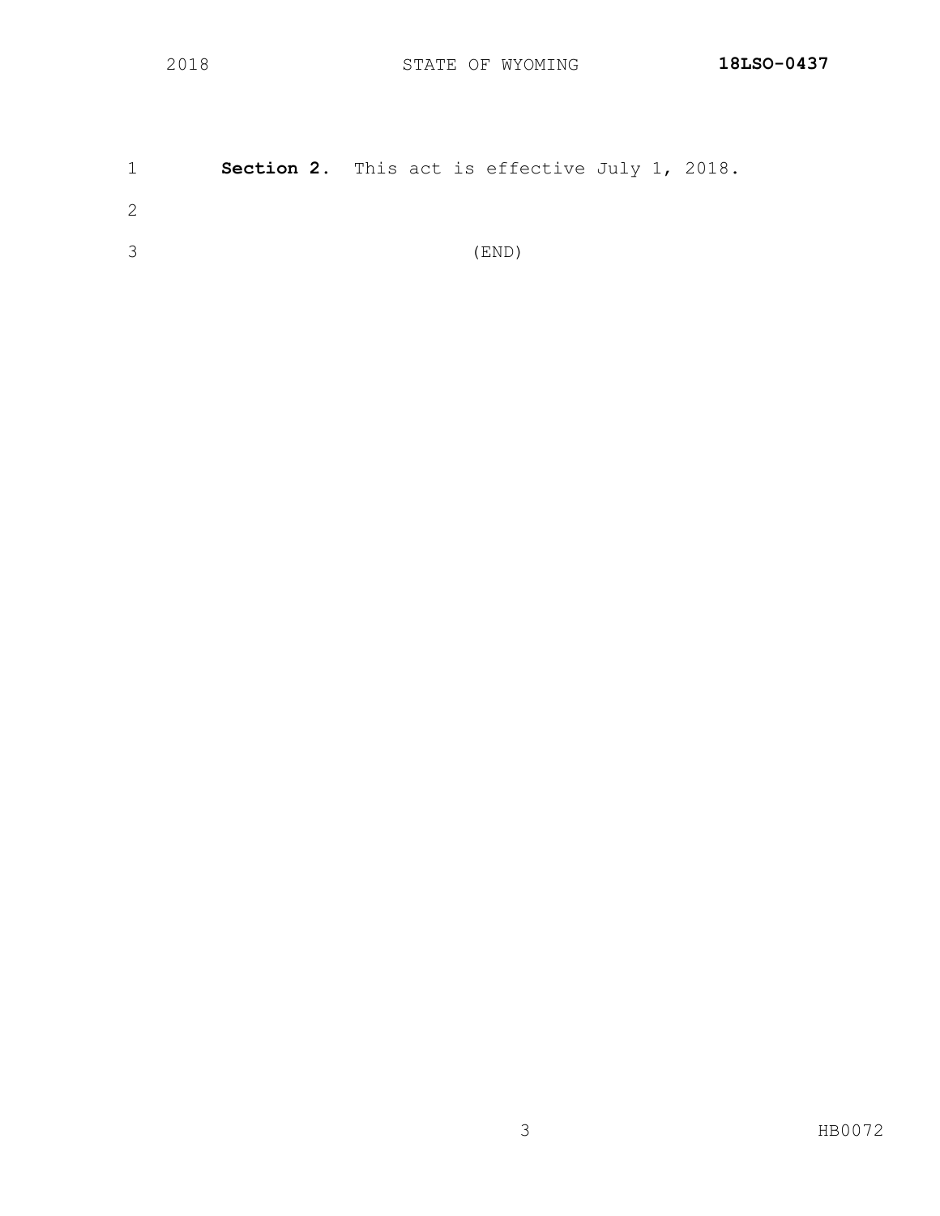**Section 2.** This act is effective July 1, 2018.

(END)